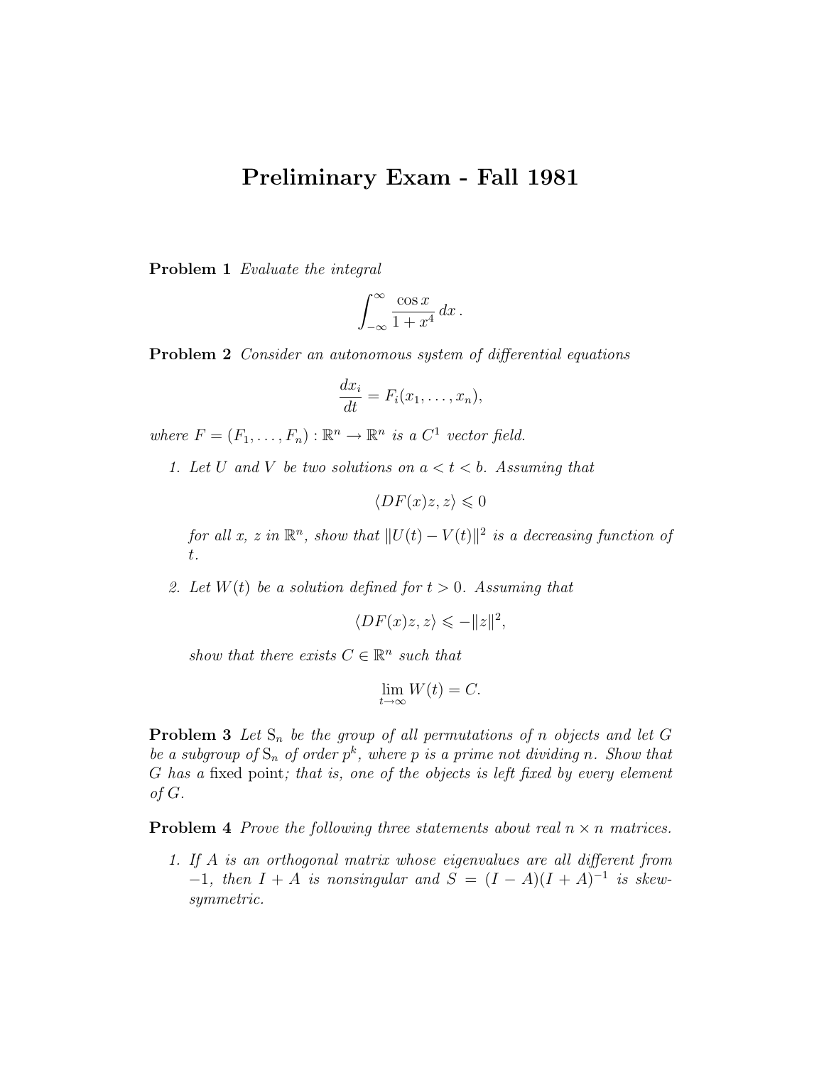# Preliminary Exam - Fall 1981

**Problem 1** *Evaluate the integral*

$$\int_{-\infty}^{\infty} \frac{\cos x}{1+x^4}\, dx\,.$$

**Problem 2** *Consider an autonomous system of differential equations*

$$\frac{dx_i}{dt} = F_i(x_1, \ldots, x_n),$$

*where* $F = (F_1, \ldots, F_n) : \mathbb{R}^n \to \mathbb{R}^n$ *is a* $C^1$ *vector field.*

1. *Let* $U$ *and* $V$ *be two solutions on* $a < t < b$. *Assuming that*

   $$\langle DF(x)z, z\rangle \leqslant 0$$

   *for all* $x$, $z$ *in* $\mathbb{R}^n$, *show that* $\|U(t) - V(t)\|^2$ *is a decreasing function of* $t$.

2. *Let* $W(t)$ *be a solution defined for* $t > 0$. *Assuming that*

   $$\langle DF(x)z, z\rangle \leqslant -\|z\|^2,$$

   *show that there exists* $C \in \mathbb{R}^n$ *such that*

   $$\lim_{t\to\infty} W(t) = C.$$

**Problem 3** *Let* $\mathrm{S}_n$ *be the group of all permutations of* $n$ *objects and let* $G$ *be a subgroup of* $\mathrm{S}_n$ *of order* $p^k$, *where* $p$ *is a prime not dividing* $n$. *Show that* $G$ *has a* fixed point*; that is, one of the objects is left fixed by every element of* $G$.

**Problem 4** *Prove the following three statements about real* $n \times n$ *matrices.*

1. *If* $A$ *is an orthogonal matrix whose eigenvalues are all different from* $-1$, *then* $I + A$ *is nonsingular and* $S = (I - A)(I + A)^{-1}$ *is skew-symmetric.*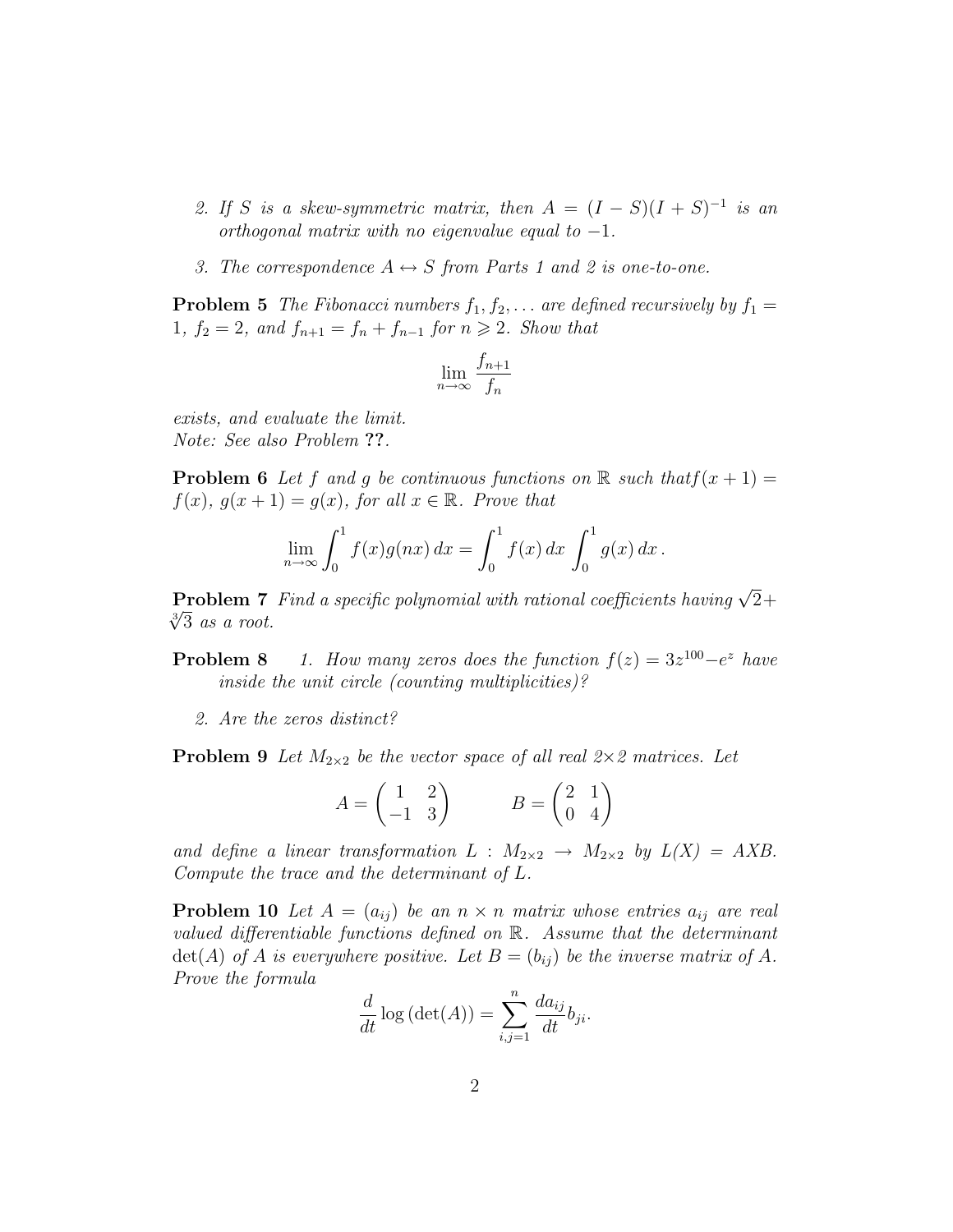2. *If $S$ is a skew-symmetric matrix, then $A = (I - S)(I + S)^{-1}$ is an orthogonal matrix with no eigenvalue equal to $-1$.*

3. *The correspondence $A \leftrightarrow S$ from Parts 1 and 2 is one-to-one.*

**Problem 5** *The Fibonacci numbers $f_1, f_2, \ldots$ are defined recursively by $f_1 = 1$, $f_2 = 2$, and $f_{n+1} = f_n + f_{n-1}$ for $n \geqslant 2$. Show that*

$$\lim_{n\to\infty} \frac{f_{n+1}}{f_n}$$

*exists, and evaluate the limit.*
*Note: See also Problem* **??**.

**Problem 6** *Let $f$ and $g$ be continuous functions on $\mathbb{R}$ such that$f(x+1) = f(x)$, $g(x+1) = g(x)$, for all $x \in \mathbb{R}$. Prove that*

$$\lim_{n\to\infty} \int_0^1 f(x)g(nx)\,dx = \int_0^1 f(x)\,dx \int_0^1 g(x)\,dx\,.$$

**Problem 7** *Find a specific polynomial with rational coefficients having $\sqrt{2} + \sqrt[3]{3}$ as a root.*

**Problem 8**
1. *How many zeros does the function $f(z) = 3z^{100} - e^z$ have inside the unit circle (counting multiplicities)?*

2. *Are the zeros distinct?*

**Problem 9** *Let $M_{2\times 2}$ be the vector space of all real $2\times 2$ matrices. Let*

$$A = \begin{pmatrix} 1 & 2 \\ -1 & 3 \end{pmatrix} \qquad B = \begin{pmatrix} 2 & 1 \\ 0 & 4 \end{pmatrix}$$

*and define a linear transformation $L : M_{2\times 2} \to M_{2\times 2}$ by $L(X) = AXB$. Compute the trace and the determinant of $L$.*

**Problem 10** *Let $A = (a_{ij})$ be an $n \times n$ matrix whose entries $a_{ij}$ are real valued differentiable functions defined on $\mathbb{R}$. Assume that the determinant $\det(A)$ of $A$ is everywhere positive. Let $B = (b_{ij})$ be the inverse matrix of $A$. Prove the formula*

$$\frac{d}{dt} \log\left(\det(A)\right) = \sum_{i,j=1}^{n} \frac{da_{ij}}{dt} b_{ji}.$$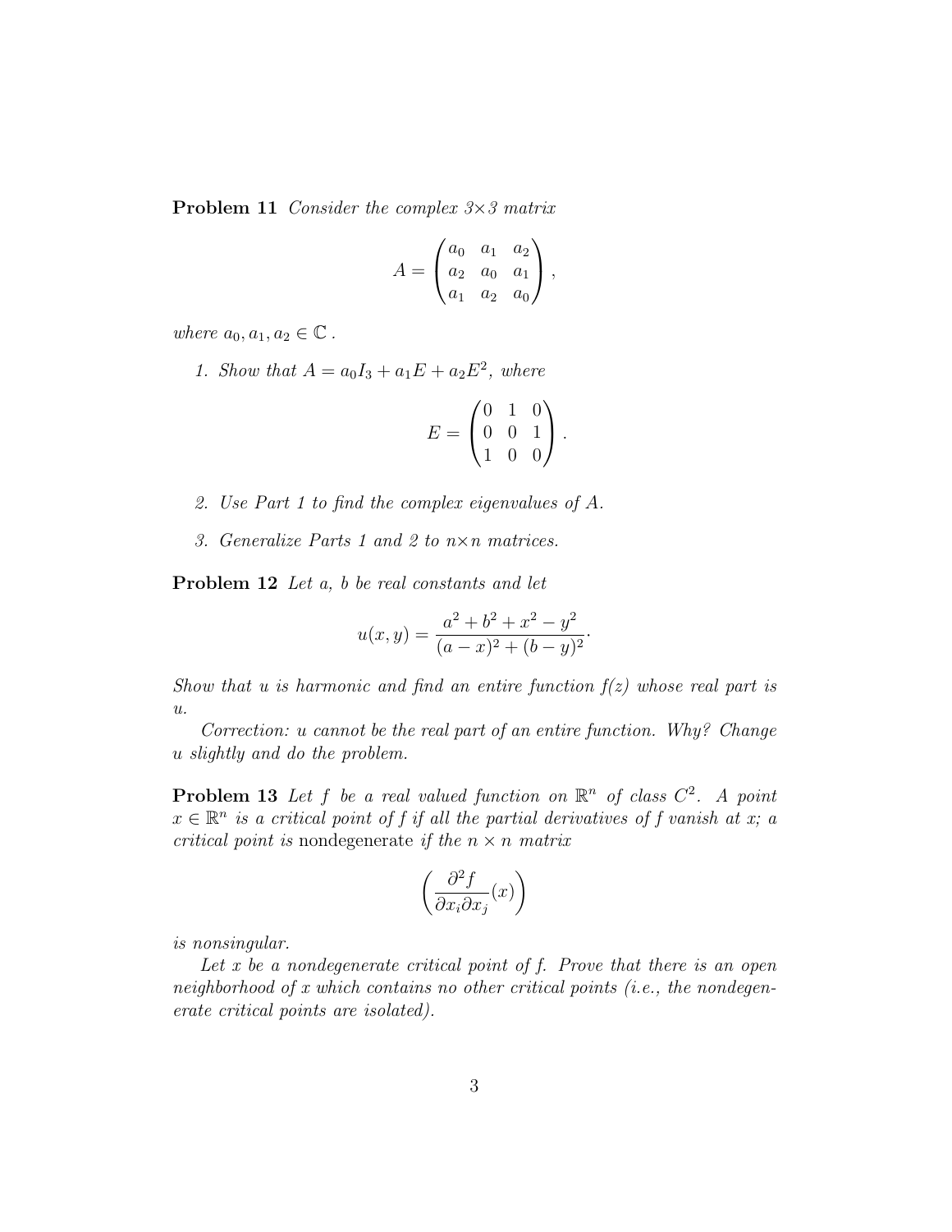**Problem 11** *Consider the complex 3×3 matrix*

$$A = \begin{pmatrix} a_0 & a_1 & a_2 \\ a_2 & a_0 & a_1 \\ a_1 & a_2 & a_0 \end{pmatrix},$$

*where* $a_0, a_1, a_2 \in \mathbb{C}$ .

1. *Show that* $A = a_0 I_3 + a_1 E + a_2 E^2$*, where*

$$E = \begin{pmatrix} 0 & 1 & 0 \\ 0 & 0 & 1 \\ 1 & 0 & 0 \end{pmatrix}.$$

2. *Use Part 1 to find the complex eigenvalues of A.*

3. *Generalize Parts 1 and 2 to n×n matrices.*

**Problem 12** *Let a, b be real constants and let*

$$u(x,y) = \frac{a^2 + b^2 + x^2 - y^2}{(a-x)^2 + (b-y)^2}.$$

*Show that u is harmonic and find an entire function f(z) whose real part is u.*

*Correction: u cannot be the real part of an entire function. Why? Change u slightly and do the problem.*

**Problem 13** *Let f be a real valued function on* $\mathbb{R}^n$ *of class* $C^2$*. A point* $x \in \mathbb{R}^n$ *is a critical point of f if all the partial derivatives of f vanish at x; a critical point is* nondegenerate *if the* $n \times n$ *matrix*

$$\left( \frac{\partial^2 f}{\partial x_i \partial x_j}(x) \right)$$

*is nonsingular.*

*Let x be a nondegenerate critical point of f. Prove that there is an open neighborhood of x which contains no other critical points (i.e., the nondegenerate critical points are isolated).*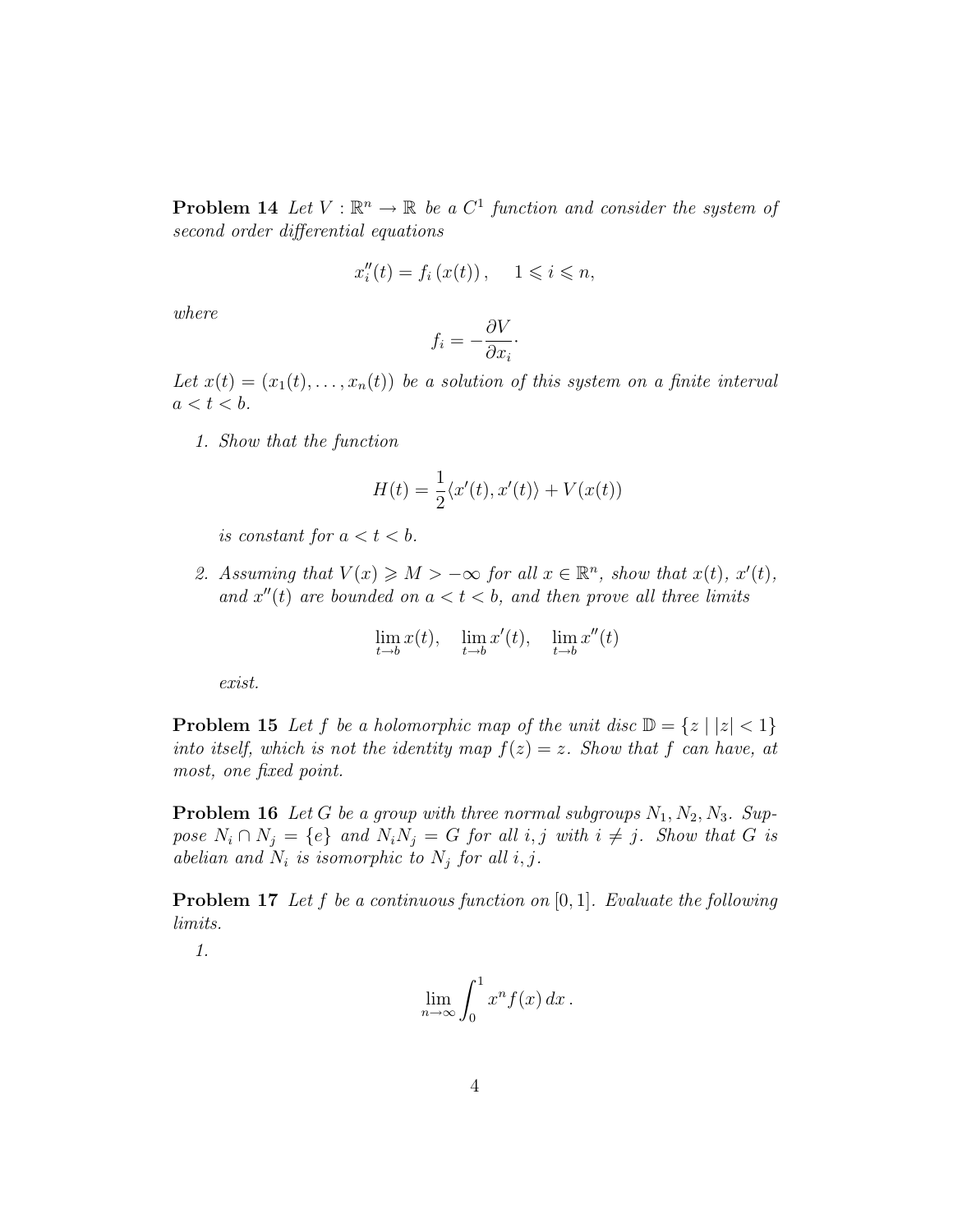**Problem 14** *Let $V : \mathbb{R}^n \to \mathbb{R}$ be a $C^1$ function and consider the system of second order differential equations*

$$x_i''(t) = f_i\left(x(t)\right), \quad 1 \leqslant i \leqslant n,$$

*where*

$$f_i = -\frac{\partial V}{\partial x_i}.$$

*Let $x(t) = (x_1(t), \ldots, x_n(t))$ be a solution of this system on a finite interval $a < t < b$.*

1. *Show that the function*

$$H(t) = \frac{1}{2}\langle x'(t), x'(t)\rangle + V(x(t))$$

   *is constant for $a < t < b$.*

2. *Assuming that $V(x) \geqslant M > -\infty$ for all $x \in \mathbb{R}^n$, show that $x(t)$, $x'(t)$, and $x''(t)$ are bounded on $a < t < b$, and then prove all three limits*

$$\lim_{t \to b} x(t), \quad \lim_{t \to b} x'(t), \quad \lim_{t \to b} x''(t)$$

   *exist.*

**Problem 15** *Let $f$ be a holomorphic map of the unit disc $\mathbb{D} = \{z \mid |z| < 1\}$ into itself, which is not the identity map $f(z) = z$. Show that $f$ can have, at most, one fixed point.*

**Problem 16** *Let $G$ be a group with three normal subgroups $N_1, N_2, N_3$. Suppose $N_i \cap N_j = \{e\}$ and $N_iN_j = G$ for all $i, j$ with $i \neq j$. Show that $G$ is abelian and $N_i$ is isomorphic to $N_j$ for all $i, j$.*

**Problem 17** *Let $f$ be a continuous function on $[0, 1]$. Evaluate the following limits.*

1.

$$\lim_{n \to \infty} \int_0^1 x^n f(x)\, dx\,.$$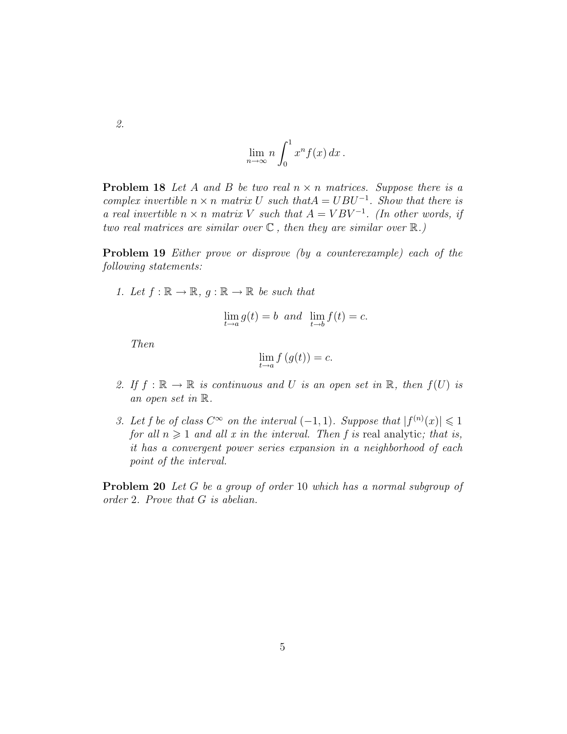2.

$$\lim_{n\to\infty} n \int_0^1 x^n f(x)\, dx\,.$$

**Problem 18** *Let $A$ and $B$ be two real $n \times n$ matrices. Suppose there is a complex invertible $n \times n$ matrix $U$ such that$A = UBU^{-1}$. Show that there is a real invertible $n \times n$ matrix $V$ such that $A = VBV^{-1}$. (In other words, if two real matrices are similar over $\mathbb{C}$, then they are similar over $\mathbb{R}$.)*

**Problem 19** *Either prove or disprove (by a counterexample) each of the following statements:*

1. *Let $f : \mathbb{R} \to \mathbb{R}$, $g : \mathbb{R} \to \mathbb{R}$ be such that*

   $$\lim_{t\to a} g(t) = b \;\text{ and }\; \lim_{t\to b} f(t) = c.$$

   *Then*

   $$\lim_{t\to a} f\left(g(t)\right) = c.$$

2. *If $f : \mathbb{R} \to \mathbb{R}$ is continuous and $U$ is an open set in $\mathbb{R}$, then $f(U)$ is an open set in $\mathbb{R}$.*

3. *Let f be of class $C^\infty$ on the interval $(-1, 1)$. Suppose that $|f^{(n)}(x)| \leqslant 1$ for all $n \geqslant 1$ and all x in the interval. Then f is* real analytic*; that is, it has a convergent power series expansion in a neighborhood of each point of the interval.*

**Problem 20** *Let $G$ be a group of order 10 which has a normal subgroup of order 2. Prove that $G$ is abelian.*